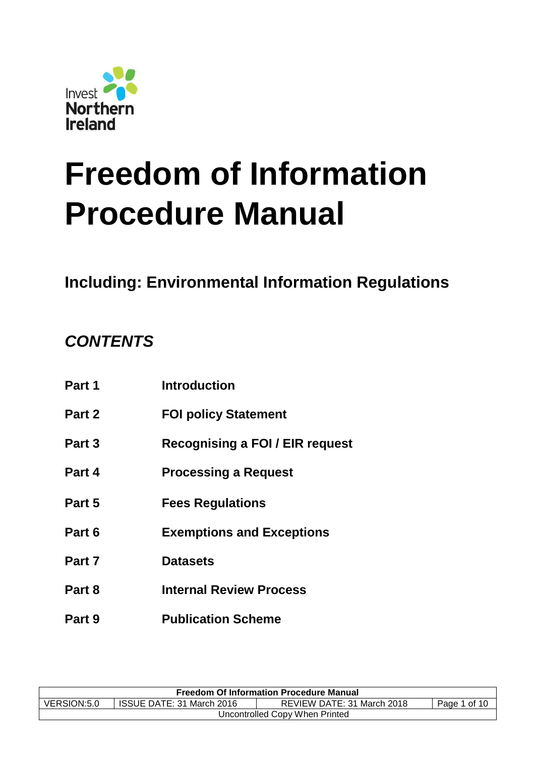Invest Northern Ireland

# Freedom of Information Procedure Manual

## Including: Environmental Information Regulations

### *CONTENTS*

| | |
|---|---|
| **Part 1** | **Introduction** |
| **Part 2** | **FOI policy Statement** |
| **Part 3** | **Recognising a FOI / EIR request** |
| **Part 4** | **Processing a Request** |
| **Part 5** | **Fees Regulations** |
| **Part 6** | **Exemptions and Exceptions** |
| **Part 7** | **Datasets** |
| **Part 8** | **Internal Review Process** |
| **Part 9** | **Publication Scheme** |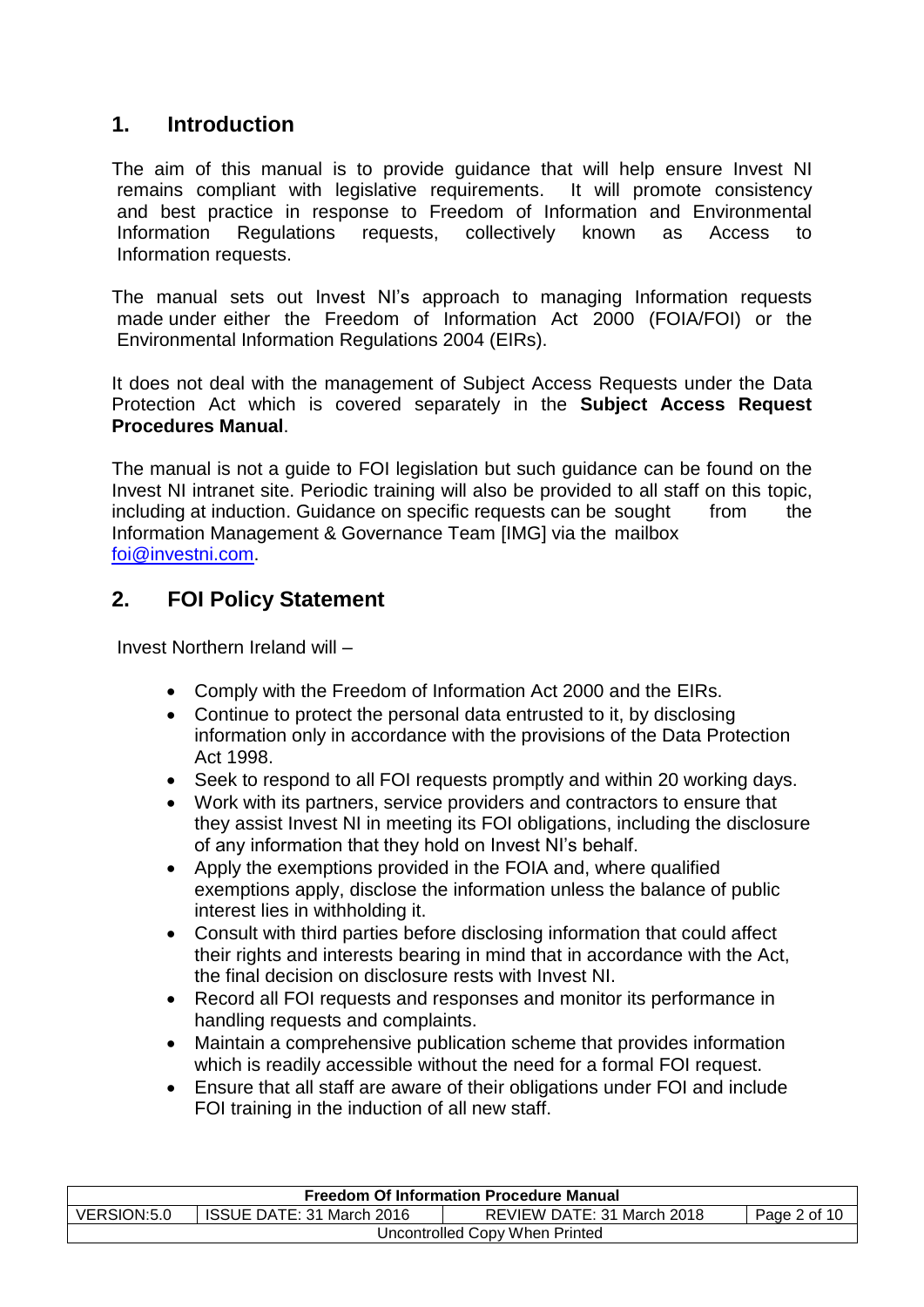## 1. Introduction

The aim of this manual is to provide guidance that will help ensure Invest NI remains compliant with legislative requirements. It will promote consistency and best practice in response to Freedom of Information and Environmental Information Regulations requests, collectively known as Access to Information requests.

The manual sets out Invest NI's approach to managing Information requests made under either the Freedom of Information Act 2000 (FOIA/FOI) or the Environmental Information Regulations 2004 (EIRs).

It does not deal with the management of Subject Access Requests under the Data Protection Act which is covered separately in the **Subject Access Request Procedures Manual**.

The manual is not a guide to FOI legislation but such guidance can be found on the Invest NI intranet site. Periodic training will also be provided to all staff on this topic, including at induction. Guidance on specific requests can be sought from the Information Management & Governance Team [IMG] via the mailbox foi@investni.com.

## 2. FOI Policy Statement

Invest Northern Ireland will –

- Comply with the Freedom of Information Act 2000 and the EIRs.
- Continue to protect the personal data entrusted to it, by disclosing information only in accordance with the provisions of the Data Protection Act 1998.
- Seek to respond to all FOI requests promptly and within 20 working days.
- Work with its partners, service providers and contractors to ensure that they assist Invest NI in meeting its FOI obligations, including the disclosure of any information that they hold on Invest NI's behalf.
- Apply the exemptions provided in the FOIA and, where qualified exemptions apply, disclose the information unless the balance of public interest lies in withholding it.
- Consult with third parties before disclosing information that could affect their rights and interests bearing in mind that in accordance with the Act, the final decision on disclosure rests with Invest NI.
- Record all FOI requests and responses and monitor its performance in handling requests and complaints.
- Maintain a comprehensive publication scheme that provides information which is readily accessible without the need for a formal FOI request.
- Ensure that all staff are aware of their obligations under FOI and include FOI training in the induction of all new staff.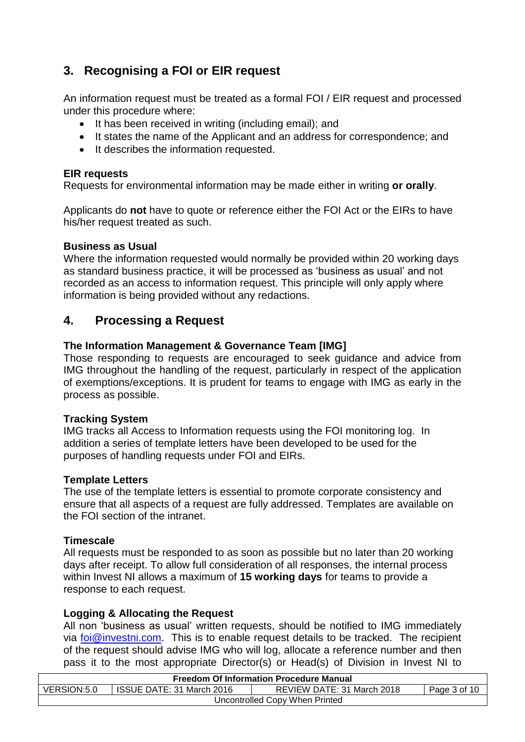## 3. Recognising a FOI or EIR request

An information request must be treated as a formal FOI / EIR request and processed under this procedure where:

- It has been received in writing (including email); and
- It states the name of the Applicant and an address for correspondence; and
- It describes the information requested.

**EIR requests**
Requests for environmental information may be made either in writing **or orally**.

Applicants do **not** have to quote or reference either the FOI Act or the EIRs to have his/her request treated as such.

**Business as Usual**
Where the information requested would normally be provided within 20 working days as standard business practice, it will be processed as 'business as usual' and not recorded as an access to information request. This principle will only apply where information is being provided without any redactions.

## 4. Processing a Request

**The Information Management & Governance Team [IMG]**
Those responding to requests are encouraged to seek guidance and advice from IMG throughout the handling of the request, particularly in respect of the application of exemptions/exceptions. It is prudent for teams to engage with IMG as early in the process as possible.

**Tracking System**
IMG tracks all Access to Information requests using the FOI monitoring log. In addition a series of template letters have been developed to be used for the purposes of handling requests under FOI and EIRs.

**Template Letters**
The use of the template letters is essential to promote corporate consistency and ensure that all aspects of a request are fully addressed. Templates are available on the FOI section of the intranet.

**Timescale**
All requests must be responded to as soon as possible but no later than 20 working days after receipt. To allow full consideration of all responses, the internal process within Invest NI allows a maximum of **15 working days** for teams to provide a response to each request.

**Logging & Allocating the Request**
All non 'business as usual' written requests, should be notified to IMG immediately via foi@investni.com. This is to enable request details to be tracked. The recipient of the request should advise IMG who will log, allocate a reference number and then pass it to the most appropriate Director(s) or Head(s) of Division in Invest NI to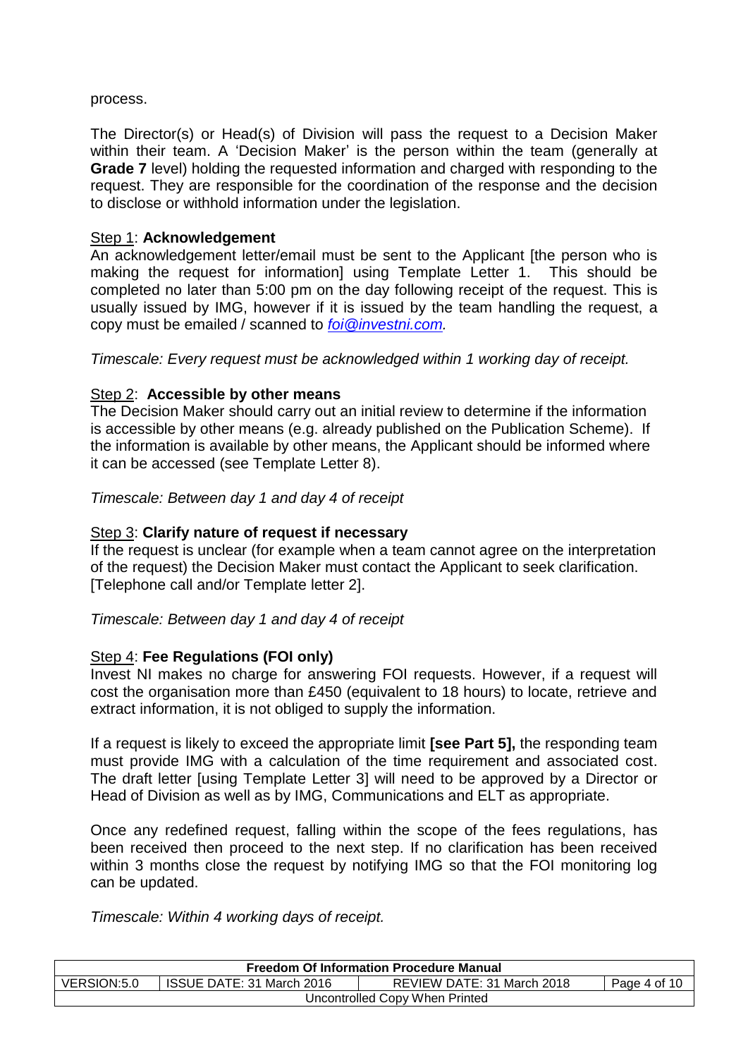process.

The Director(s) or Head(s) of Division will pass the request to a Decision Maker within their team. A 'Decision Maker' is the person within the team (generally at **Grade 7** level) holding the requested information and charged with responding to the request. They are responsible for the coordination of the response and the decision to disclose or withhold information under the legislation.

Step 1: **Acknowledgement**

An acknowledgement letter/email must be sent to the Applicant [the person who is making the request for information] using Template Letter 1. This should be completed no later than 5:00 pm on the day following receipt of the request. This is usually issued by IMG, however if it is issued by the team handling the request, a copy must be emailed / scanned to *foi@investni.com.*

*Timescale: Every request must be acknowledged within 1 working day of receipt.*

Step 2: **Accessible by other means**

The Decision Maker should carry out an initial review to determine if the information is accessible by other means (e.g. already published on the Publication Scheme). If the information is available by other means, the Applicant should be informed where it can be accessed (see Template Letter 8).

*Timescale: Between day 1 and day 4 of receipt*

Step 3: **Clarify nature of request if necessary**

If the request is unclear (for example when a team cannot agree on the interpretation of the request) the Decision Maker must contact the Applicant to seek clarification. [Telephone call and/or Template letter 2].

*Timescale: Between day 1 and day 4 of receipt*

Step 4: **Fee Regulations (FOI only)**

Invest NI makes no charge for answering FOI requests. However, if a request will cost the organisation more than £450 (equivalent to 18 hours) to locate, retrieve and extract information, it is not obliged to supply the information.

If a request is likely to exceed the appropriate limit **[see Part 5],** the responding team must provide IMG with a calculation of the time requirement and associated cost. The draft letter [using Template Letter 3] will need to be approved by a Director or Head of Division as well as by IMG, Communications and ELT as appropriate.

Once any redefined request, falling within the scope of the fees regulations, has been received then proceed to the next step. If no clarification has been received within 3 months close the request by notifying IMG so that the FOI monitoring log can be updated.

*Timescale: Within 4 working days of receipt.*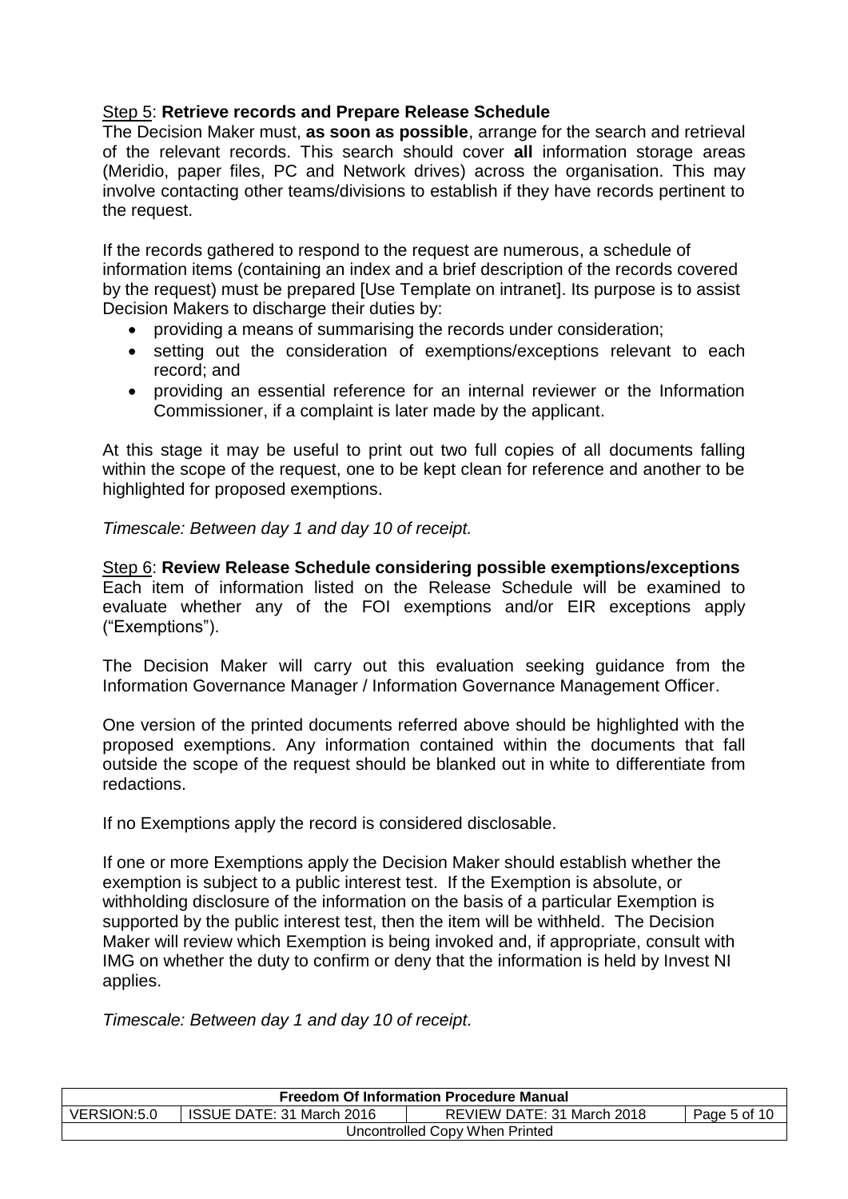<u>Step 5</u>: **Retrieve records and Prepare Release Schedule**
The Decision Maker must, **as soon as possible**, arrange for the search and retrieval of the relevant records. This search should cover **all** information storage areas (Meridio, paper files, PC and Network drives) across the organisation. This may involve contacting other teams/divisions to establish if they have records pertinent to the request.

If the records gathered to respond to the request are numerous, a schedule of information items (containing an index and a brief description of the records covered by the request) must be prepared [Use Template on intranet]. Its purpose is to assist Decision Makers to discharge their duties by:

- providing a means of summarising the records under consideration;
- setting out the consideration of exemptions/exceptions relevant to each record; and
- providing an essential reference for an internal reviewer or the Information Commissioner, if a complaint is later made by the applicant.

At this stage it may be useful to print out two full copies of all documents falling within the scope of the request, one to be kept clean for reference and another to be highlighted for proposed exemptions.

*Timescale: Between day 1 and day 10 of receipt.*

<u>Step 6</u>: **Review Release Schedule considering possible exemptions/exceptions**
Each item of information listed on the Release Schedule will be examined to evaluate whether any of the FOI exemptions and/or EIR exceptions apply ("Exemptions").

The Decision Maker will carry out this evaluation seeking guidance from the Information Governance Manager / Information Governance Management Officer.

One version of the printed documents referred above should be highlighted with the proposed exemptions. Any information contained within the documents that fall outside the scope of the request should be blanked out in white to differentiate from redactions.

If no Exemptions apply the record is considered disclosable.

If one or more Exemptions apply the Decision Maker should establish whether the exemption is subject to a public interest test. If the Exemption is absolute, or withholding disclosure of the information on the basis of a particular Exemption is supported by the public interest test, then the item will be withheld. The Decision Maker will review which Exemption is being invoked and, if appropriate, consult with IMG on whether the duty to confirm or deny that the information is held by Invest NI applies.

*Timescale: Between day 1 and day 10 of receipt.*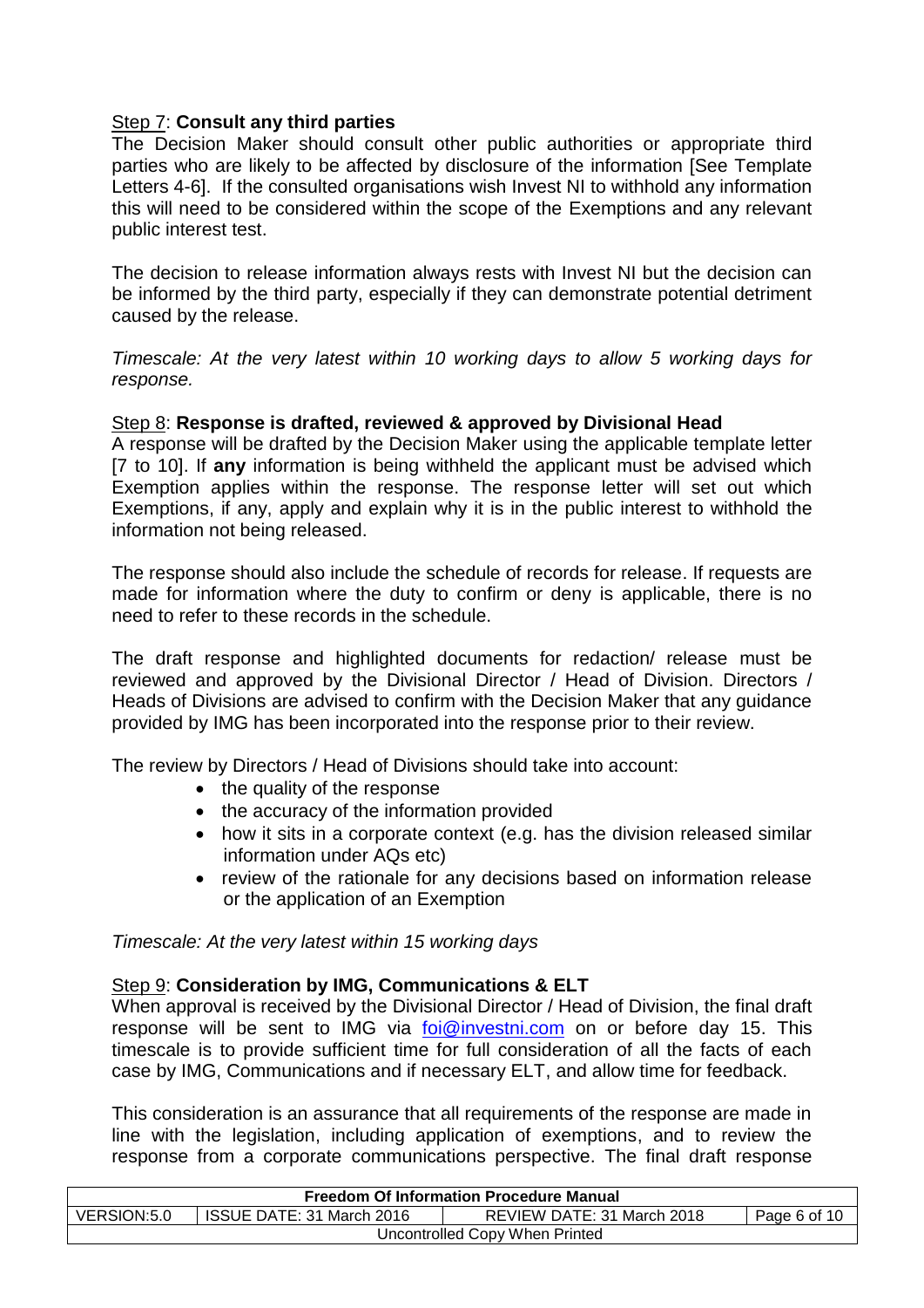Step 7: **Consult any third parties**

The Decision Maker should consult other public authorities or appropriate third parties who are likely to be affected by disclosure of the information [See Template Letters 4-6]. If the consulted organisations wish Invest NI to withhold any information this will need to be considered within the scope of the Exemptions and any relevant public interest test.

The decision to release information always rests with Invest NI but the decision can be informed by the third party, especially if they can demonstrate potential detriment caused by the release.

*Timescale: At the very latest within 10 working days to allow 5 working days for response.*

Step 8: **Response is drafted, reviewed & approved by Divisional Head**

A response will be drafted by the Decision Maker using the applicable template letter [7 to 10]. If **any** information is being withheld the applicant must be advised which Exemption applies within the response. The response letter will set out which Exemptions, if any, apply and explain why it is in the public interest to withhold the information not being released.

The response should also include the schedule of records for release. If requests are made for information where the duty to confirm or deny is applicable, there is no need to refer to these records in the schedule.

The draft response and highlighted documents for redaction/ release must be reviewed and approved by the Divisional Director / Head of Division. Directors / Heads of Divisions are advised to confirm with the Decision Maker that any guidance provided by IMG has been incorporated into the response prior to their review.

The review by Directors / Head of Divisions should take into account:

- the quality of the response
- the accuracy of the information provided
- how it sits in a corporate context (e.g. has the division released similar information under AQs etc)
- review of the rationale for any decisions based on information release or the application of an Exemption

*Timescale: At the very latest within 15 working days*

Step 9: **Consideration by IMG, Communications & ELT**

When approval is received by the Divisional Director / Head of Division, the final draft response will be sent to IMG via foi@investni.com on or before day 15. This timescale is to provide sufficient time for full consideration of all the facts of each case by IMG, Communications and if necessary ELT, and allow time for feedback.

This consideration is an assurance that all requirements of the response are made in line with the legislation, including application of exemptions, and to review the response from a corporate communications perspective. The final draft response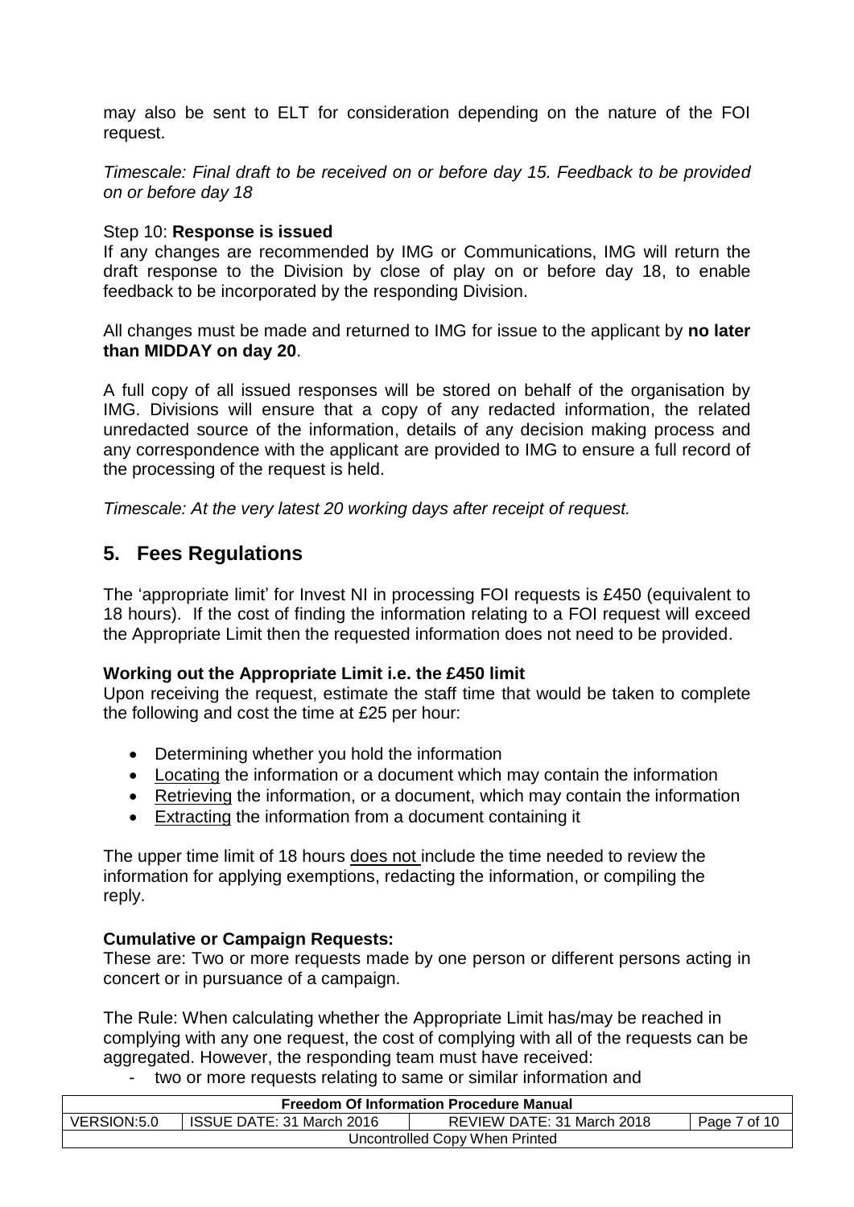may also be sent to ELT for consideration depending on the nature of the FOI request.

*Timescale: Final draft to be received on or before day 15. Feedback to be provided on or before day 18*

Step 10: **Response is issued**

If any changes are recommended by IMG or Communications, IMG will return the draft response to the Division by close of play on or before day 18, to enable feedback to be incorporated by the responding Division.

All changes must be made and returned to IMG for issue to the applicant by **no later than MIDDAY on day 20**.

A full copy of all issued responses will be stored on behalf of the organisation by IMG. Divisions will ensure that a copy of any redacted information, the related unredacted source of the information, details of any decision making process and any correspondence with the applicant are provided to IMG to ensure a full record of the processing of the request is held.

*Timescale: At the very latest 20 working days after receipt of request.*

## 5. Fees Regulations

The 'appropriate limit' for Invest NI in processing FOI requests is £450 (equivalent to 18 hours). If the cost of finding the information relating to a FOI request will exceed the Appropriate Limit then the requested information does not need to be provided.

**Working out the Appropriate Limit i.e. the £450 limit**

Upon receiving the request, estimate the staff time that would be taken to complete the following and cost the time at £25 per hour:

- Determining whether you hold the information
- Locating the information or a document which may contain the information
- Retrieving the information, or a document, which may contain the information
- Extracting the information from a document containing it

The upper time limit of 18 hours does not include the time needed to review the information for applying exemptions, redacting the information, or compiling the reply.

**Cumulative or Campaign Requests:**

These are: Two or more requests made by one person or different persons acting in concert or in pursuance of a campaign.

The Rule: When calculating whether the Appropriate Limit has/may be reached in complying with any one request, the cost of complying with all of the requests can be aggregated. However, the responding team must have received:

- two or more requests relating to same or similar information and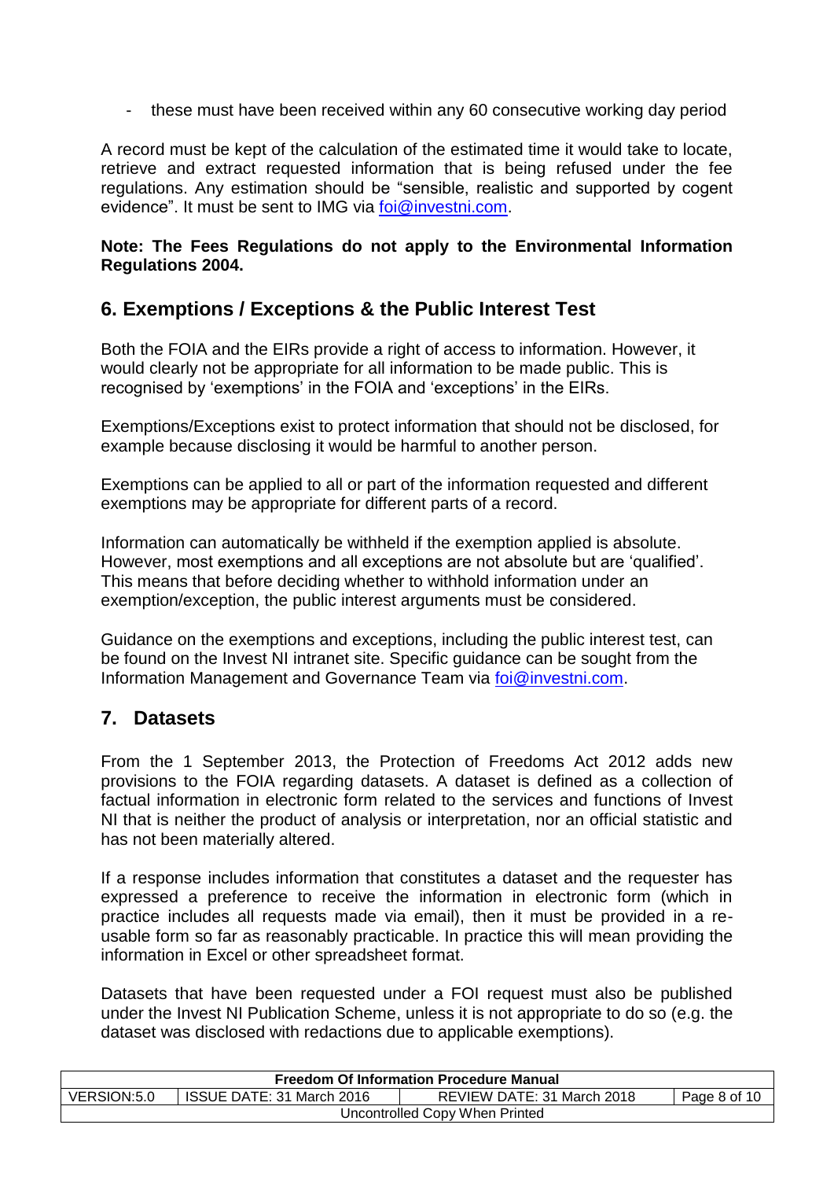- these must have been received within any 60 consecutive working day period

A record must be kept of the calculation of the estimated time it would take to locate, retrieve and extract requested information that is being refused under the fee regulations. Any estimation should be "sensible, realistic and supported by cogent evidence". It must be sent to IMG via foi@investni.com.

**Note: The Fees Regulations do not apply to the Environmental Information Regulations 2004.**

## 6. Exemptions / Exceptions & the Public Interest Test

Both the FOIA and the EIRs provide a right of access to information. However, it would clearly not be appropriate for all information to be made public. This is recognised by 'exemptions' in the FOIA and 'exceptions' in the EIRs.

Exemptions/Exceptions exist to protect information that should not be disclosed, for example because disclosing it would be harmful to another person.

Exemptions can be applied to all or part of the information requested and different exemptions may be appropriate for different parts of a record.

Information can automatically be withheld if the exemption applied is absolute. However, most exemptions and all exceptions are not absolute but are 'qualified'. This means that before deciding whether to withhold information under an exemption/exception, the public interest arguments must be considered.

Guidance on the exemptions and exceptions, including the public interest test, can be found on the Invest NI intranet site. Specific guidance can be sought from the Information Management and Governance Team via foi@investni.com.

## 7. Datasets

From the 1 September 2013, the Protection of Freedoms Act 2012 adds new provisions to the FOIA regarding datasets. A dataset is defined as a collection of factual information in electronic form related to the services and functions of Invest NI that is neither the product of analysis or interpretation, nor an official statistic and has not been materially altered.

If a response includes information that constitutes a dataset and the requester has expressed a preference to receive the information in electronic form (which in practice includes all requests made via email), then it must be provided in a re-usable form so far as reasonably practicable. In practice this will mean providing the information in Excel or other spreadsheet format.

Datasets that have been requested under a FOI request must also be published under the Invest NI Publication Scheme, unless it is not appropriate to do so (e.g. the dataset was disclosed with redactions due to applicable exemptions).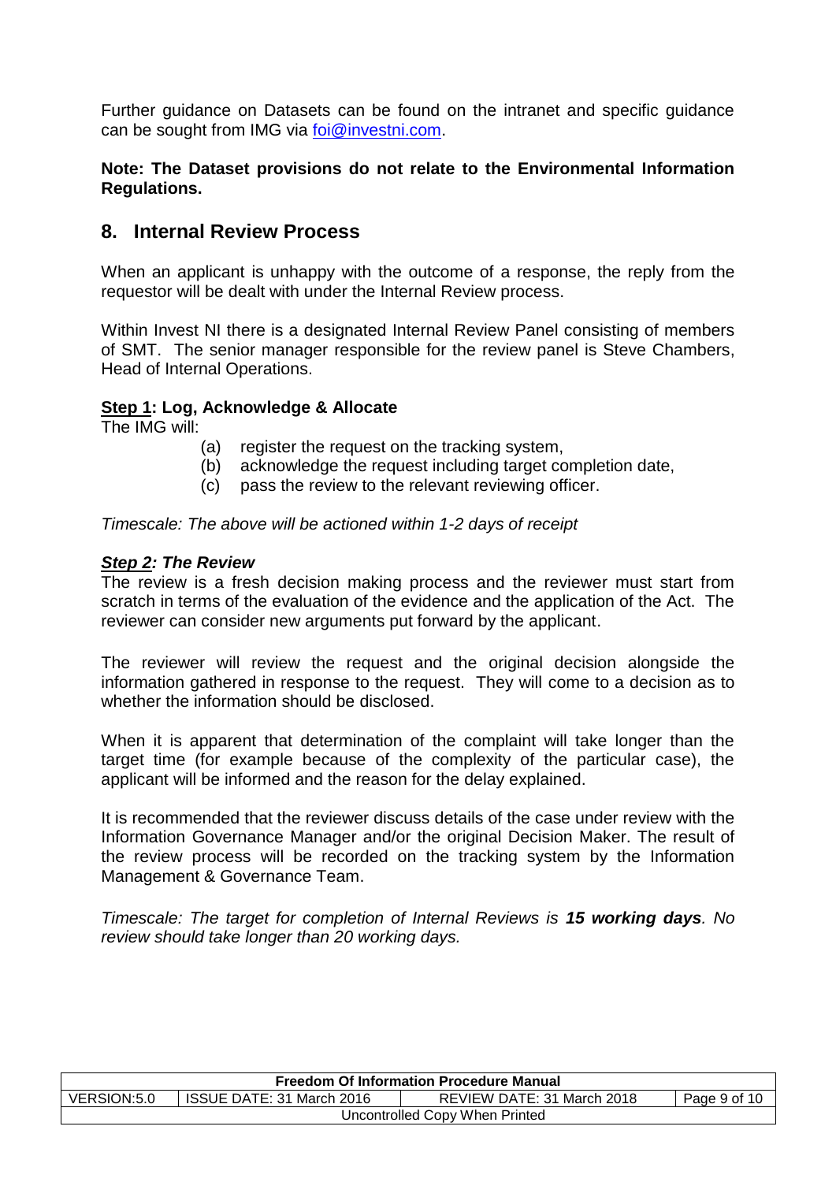Further guidance on Datasets can be found on the intranet and specific guidance can be sought from IMG via [foi@investni.com](mailto:foi@investni.com).

**Note: The Dataset provisions do not relate to the Environmental Information Regulations.**

## 8. Internal Review Process

When an applicant is unhappy with the outcome of a response, the reply from the requestor will be dealt with under the Internal Review process.

Within Invest NI there is a designated Internal Review Panel consisting of members of SMT. The senior manager responsible for the review panel is Steve Chambers, Head of Internal Operations.

**<u>Step 1</u>: Log, Acknowledge & Allocate**

The IMG will:

- (a) register the request on the tracking system,
- (b) acknowledge the request including target completion date,
- (c) pass the review to the relevant reviewing officer.

*Timescale: The above will be actioned within 1-2 days of receipt*

***<u>Step 2</u>: The Review***

The review is a fresh decision making process and the reviewer must start from scratch in terms of the evaluation of the evidence and the application of the Act. The reviewer can consider new arguments put forward by the applicant.

The reviewer will review the request and the original decision alongside the information gathered in response to the request. They will come to a decision as to whether the information should be disclosed.

When it is apparent that determination of the complaint will take longer than the target time (for example because of the complexity of the particular case), the applicant will be informed and the reason for the delay explained.

It is recommended that the reviewer discuss details of the case under review with the Information Governance Manager and/or the original Decision Maker. The result of the review process will be recorded on the tracking system by the Information Management & Governance Team.

*Timescale: The target for completion of Internal Reviews is **15 working days**. No review should take longer than 20 working days.*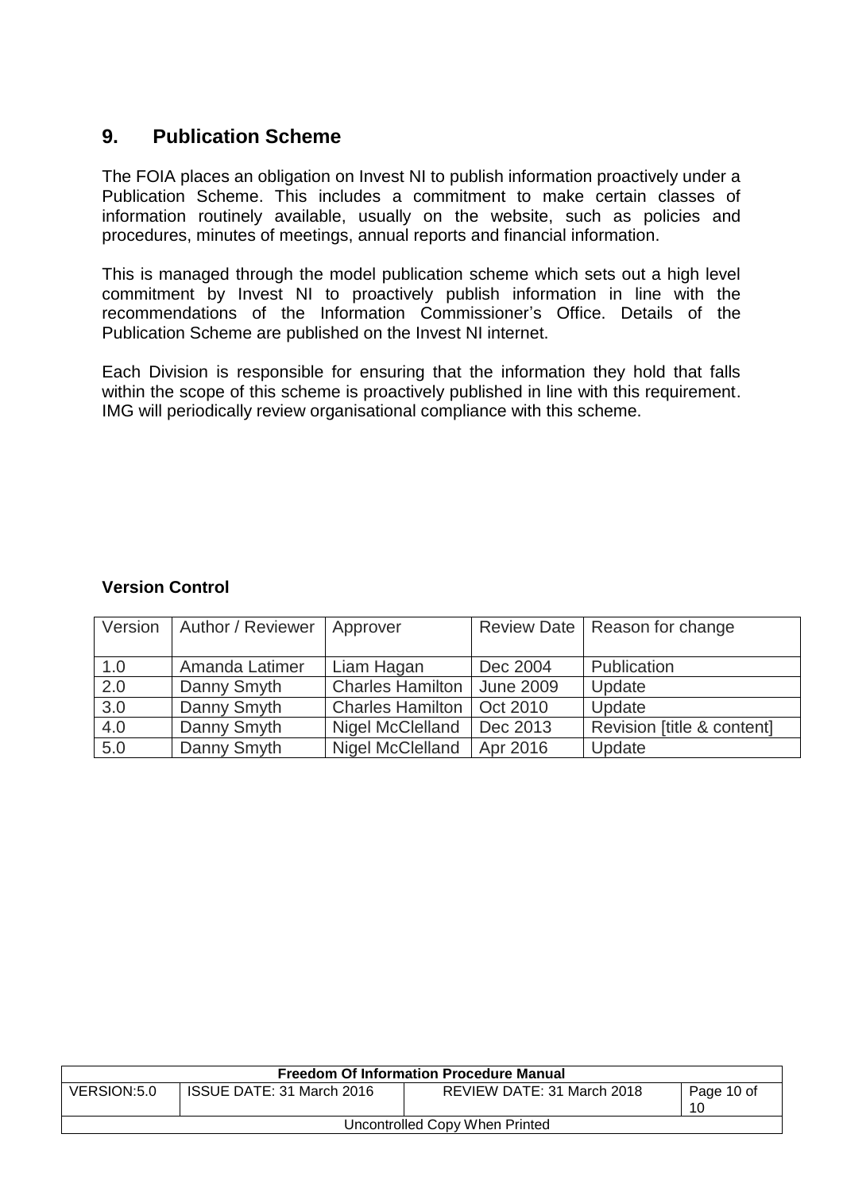## 9. Publication Scheme

The FOIA places an obligation on Invest NI to publish information proactively under a Publication Scheme. This includes a commitment to make certain classes of information routinely available, usually on the website, such as policies and procedures, minutes of meetings, annual reports and financial information.

This is managed through the model publication scheme which sets out a high level commitment by Invest NI to proactively publish information in line with the recommendations of the Information Commissioner's Office. Details of the Publication Scheme are published on the Invest NI internet.

Each Division is responsible for ensuring that the information they hold that falls within the scope of this scheme is proactively published in line with this requirement. IMG will periodically review organisational compliance with this scheme.

**Version Control**

| Version | Author / Reviewer | Approver | Review Date | Reason for change |
|---|---|---|---|---|
| 1.0 | Amanda Latimer | Liam Hagan | Dec 2004 | Publication |
| 2.0 | Danny Smyth | Charles Hamilton | June 2009 | Update |
| 3.0 | Danny Smyth | Charles Hamilton | Oct 2010 | Update |
| 4.0 | Danny Smyth | Nigel McClelland | Dec 2013 | Revision [title & content] |
| 5.0 | Danny Smyth | Nigel McClelland | Apr 2016 | Update |